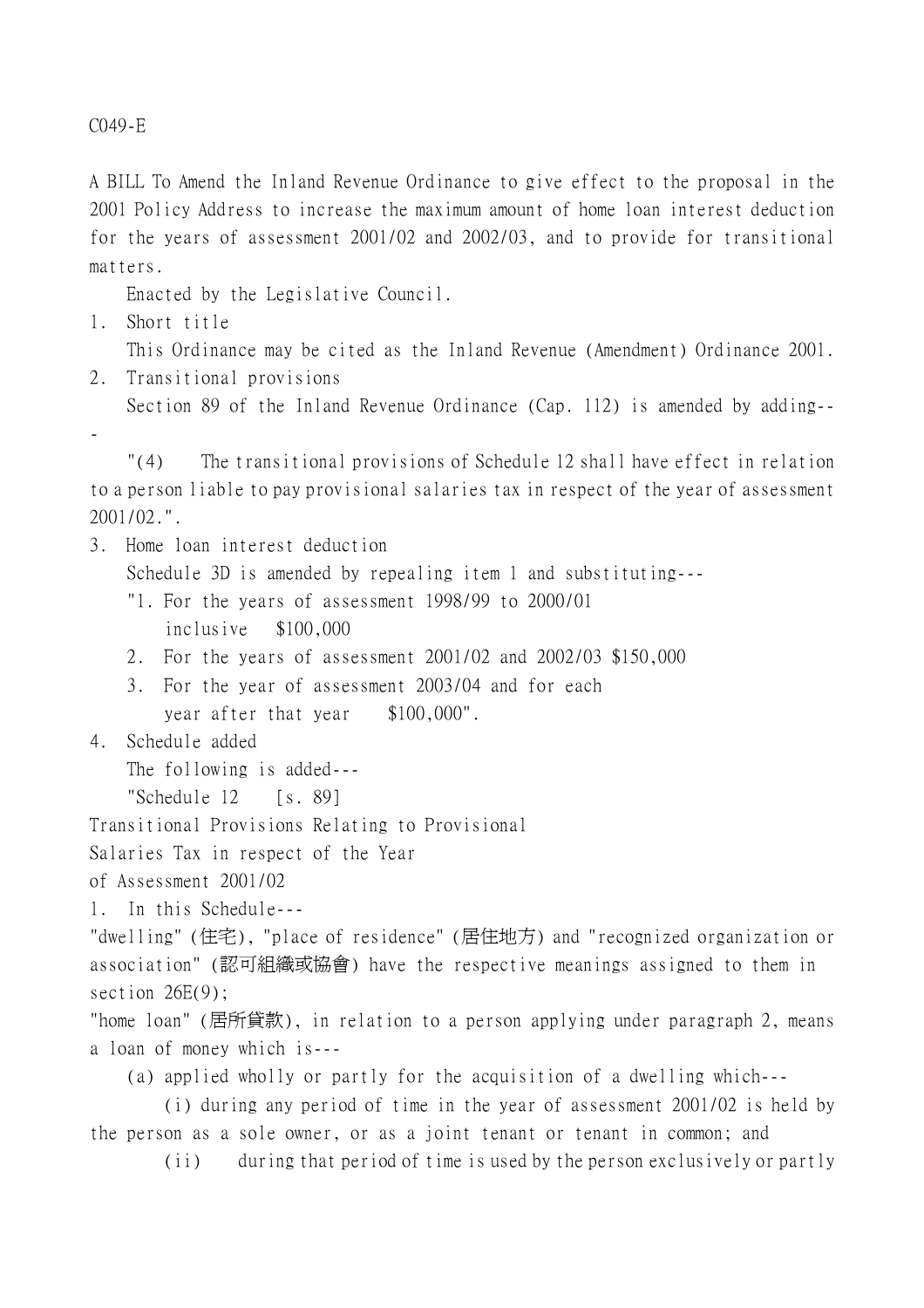C049-E

A BILL To Amend the Inland Revenue Ordinance to give effect to the proposal in the 2001 Policy Address to increase the maximum amount of home loan interest deduction for the years of assessment 2001/02 and 2002/03, and to provide for transitional matters.

Enacted by the Legislative Council.

1. Short title

This Ordinance may be cited as the Inland Revenue (Amendment) Ordinance 2001.

2. Transitional provisions

Section 89 of the Inland Revenue Ordinance (Cap. 112) is amended by adding---

"(4) The transitional provisions of Schedule 12 shall have effect in relation to a person liable to pay provisional salaries tax in respect of the year of assessment 2001/02.".

3. Home loan interest deduction

Schedule 3D is amended by repealing item 1 and substituting---

"1. For the years of assessment 1998/99 to 2000/01 inclusive $100,000

2. For the years of assessment 2001/02 and 2002/03 $150,000

3. For the year of assessment 2003/04 and for each year after that year $100,000".

4. Schedule added

The following is added---

"Schedule 12 [s. 89]

Transitional Provisions Relating to Provisional Salaries Tax in respect of the Year of Assessment 2001/02

1. In this Schedule---

"dwelling" (住宅), "place of residence" (居住地方) and "recognized organization or association" (認可組織或協會) have the respective meanings assigned to them in section 26E(9);

"home loan" (居所貸款), in relation to a person applying under paragraph 2, means a loan of money which is---

(a) applied wholly or partly for the acquisition of a dwelling which---

(i) during any period of time in the year of assessment 2001/02 is held by the person as a sole owner, or as a joint tenant or tenant in common; and

(ii) during that period of time is used by the person exclusively or partly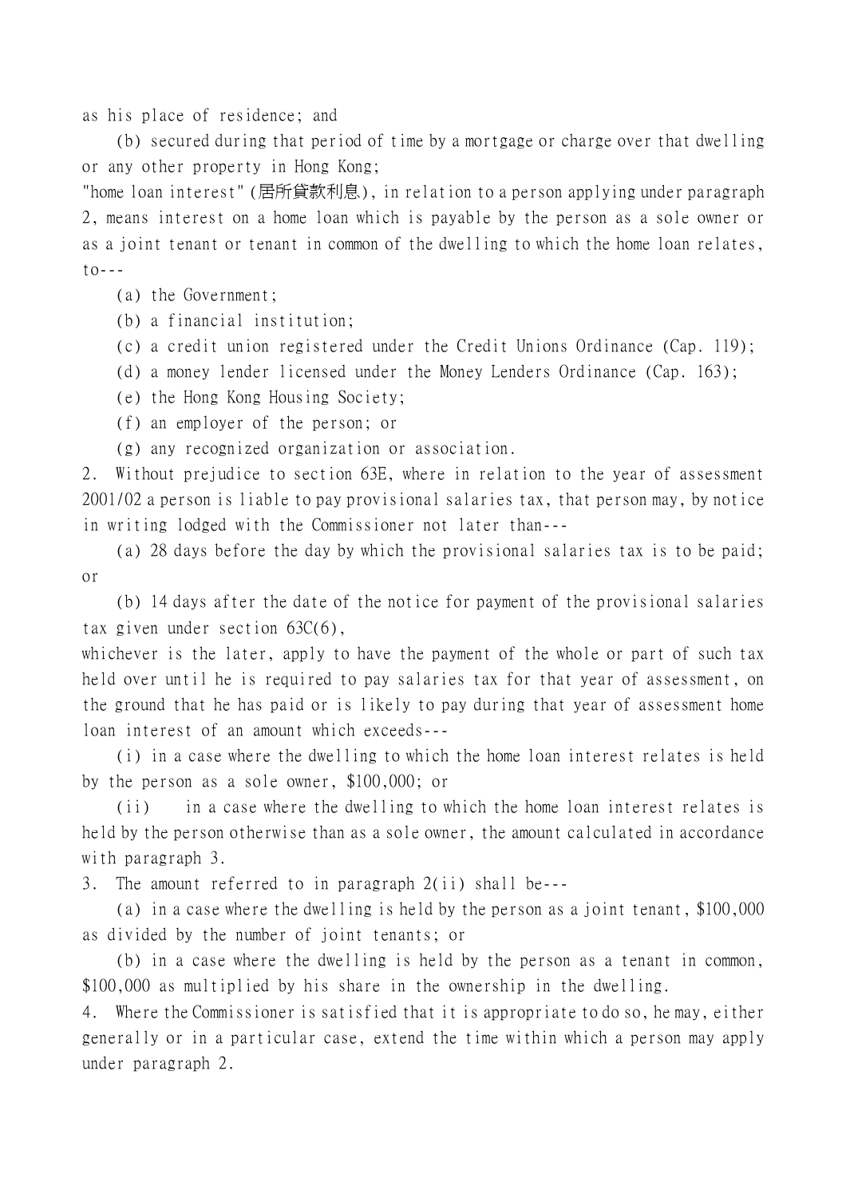as his place of residence; and

(b) secured during that period of time by a mortgage or charge over that dwelling or any other property in Hong Kong;

"home loan interest" (居所貸款利息), in relation to a person applying under paragraph 2, means interest on a home loan which is payable by the person as a sole owner or as a joint tenant or tenant in common of the dwelling to which the home loan relates, to---

(a) the Government;

(b) a financial institution;

(c) a credit union registered under the Credit Unions Ordinance (Cap. 119);

(d) a money lender licensed under the Money Lenders Ordinance (Cap. 163);

(e) the Hong Kong Housing Society;

(f) an employer of the person; or

(g) any recognized organization or association.

2. Without prejudice to section 63E, where in relation to the year of assessment 2001/02 a person is liable to pay provisional salaries tax, that person may, by notice in writing lodged with the Commissioner not later than---

(a) 28 days before the day by which the provisional salaries tax is to be paid; or

(b) 14 days after the date of the notice for payment of the provisional salaries tax given under section 63C(6),

whichever is the later, apply to have the payment of the whole or part of such tax held over until he is required to pay salaries tax for that year of assessment, on the ground that he has paid or is likely to pay during that year of assessment home loan interest of an amount which exceeds---

(i) in a case where the dwelling to which the home loan interest relates is held by the person as a sole owner, $100,000; or

(ii) in a case where the dwelling to which the home loan interest relates is held by the person otherwise than as a sole owner, the amount calculated in accordance with paragraph 3.

3. The amount referred to in paragraph 2(ii) shall be---

(a) in a case where the dwelling is held by the person as a joint tenant, $100,000 as divided by the number of joint tenants; or

(b) in a case where the dwelling is held by the person as a tenant in common, $100,000 as multiplied by his share in the ownership in the dwelling.

4. Where the Commissioner is satisfied that it is appropriate to do so, he may, either generally or in a particular case, extend the time within which a person may apply under paragraph 2.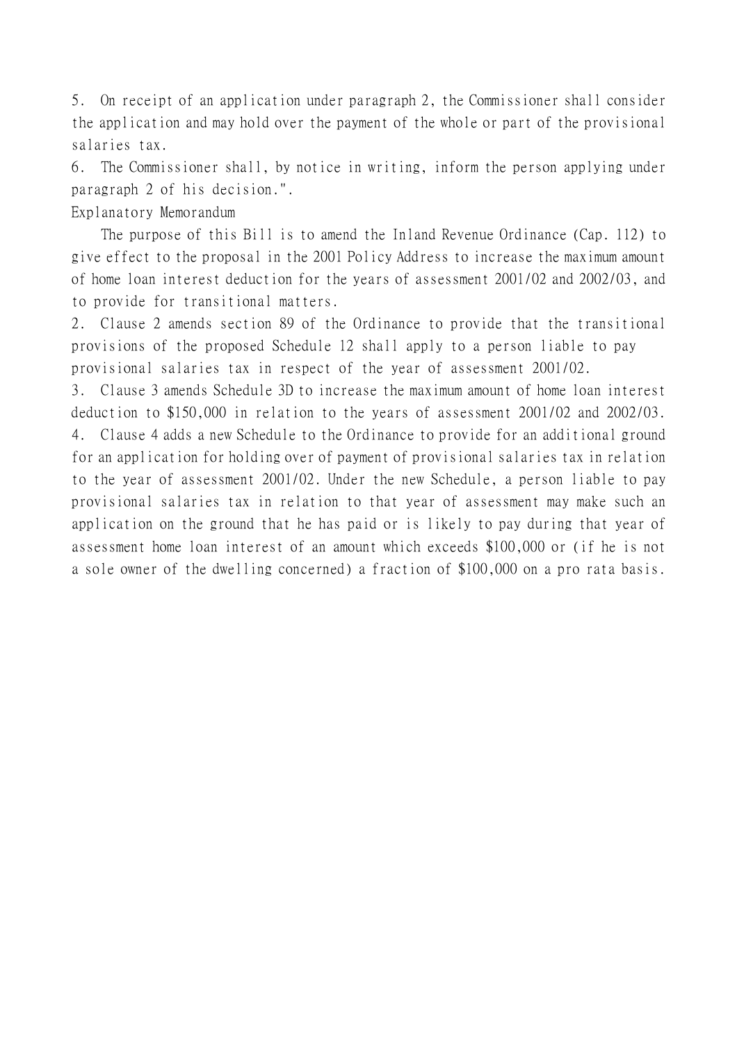5. On receipt of an application under paragraph 2, the Commissioner shall consider the application and may hold over the payment of the whole or part of the provisional salaries tax.

6. The Commissioner shall, by notice in writing, inform the person applying under paragraph 2 of his decision.".

## Explanatory Memorandum

The purpose of this Bill is to amend the Inland Revenue Ordinance (Cap. 112) to give effect to the proposal in the 2001 Policy Address to increase the maximum amount of home loan interest deduction for the years of assessment 2001/02 and 2002/03, and to provide for transitional matters.

2. Clause 2 amends section 89 of the Ordinance to provide that the transitional provisions of the proposed Schedule 12 shall apply to a person liable to pay provisional salaries tax in respect of the year of assessment 2001/02.

3. Clause 3 amends Schedule 3D to increase the maximum amount of home loan interest deduction to $150,000 in relation to the years of assessment 2001/02 and 2002/03.

4. Clause 4 adds a new Schedule to the Ordinance to provide for an additional ground for an application for holding over of payment of provisional salaries tax in relation to the year of assessment 2001/02. Under the new Schedule, a person liable to pay provisional salaries tax in relation to that year of assessment may make such an application on the ground that he has paid or is likely to pay during that year of assessment home loan interest of an amount which exceeds $100,000 or (if he is not a sole owner of the dwelling concerned) a fraction of $100,000 on a pro rata basis.